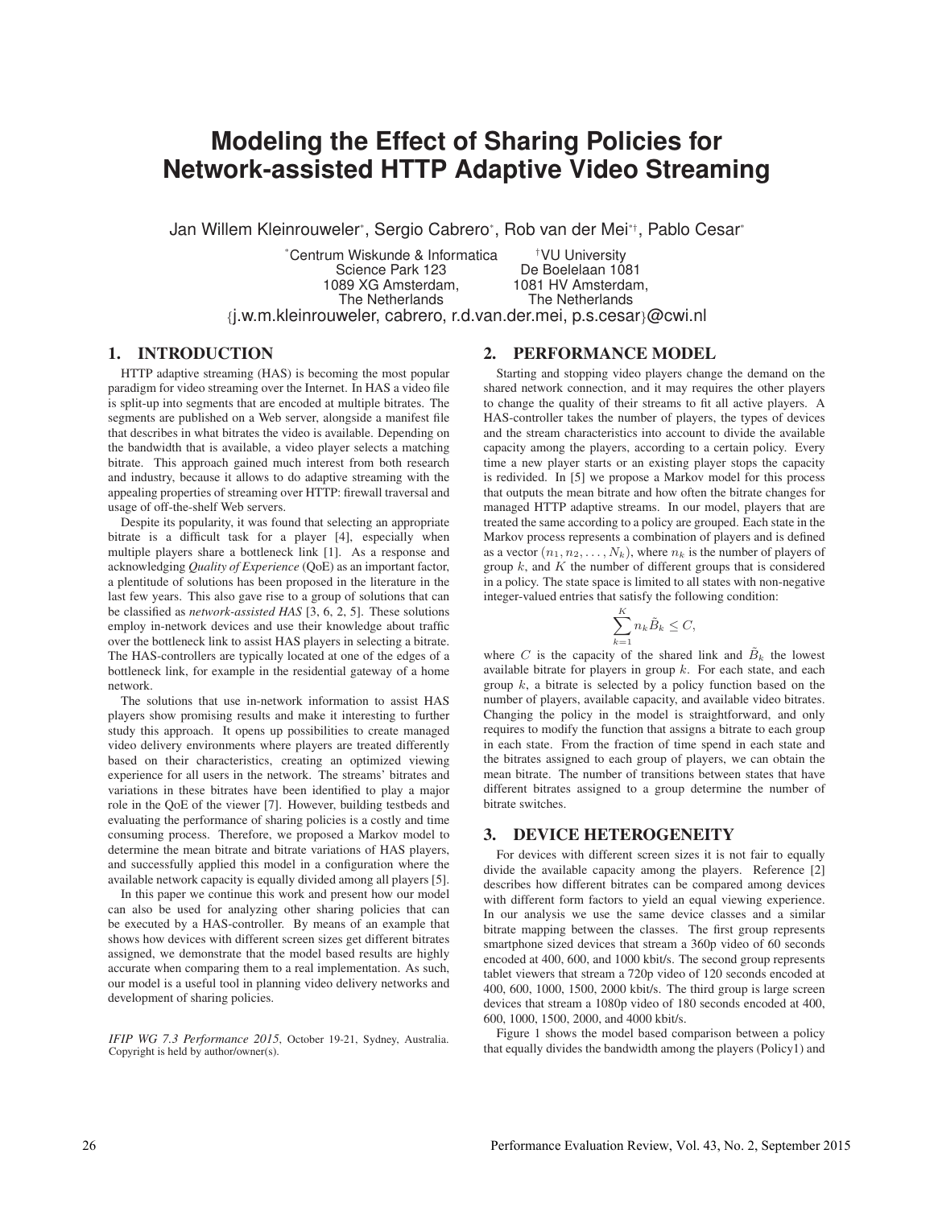# Modeling the Effect of Sharing Policies for Network-assisted HTTP Adaptive Video Streaming

Jan Willem Kleinrouweler[*], Sergio Cabrero[*], Rob van der Mei[*†], Pablo Cesar[*]

[*]Centrum Wiskunde & Informatica
Science Park 123
1089 XG Amsterdam,
The Netherlands

[†]VU University
De Boelelaan 1081
1081 HV Amsterdam,
The Netherlands

{j.w.m.kleinrouweler, cabrero, r.d.van.der.mei, p.s.cesar}@cwi.nl

## 1. INTRODUCTION

HTTP adaptive streaming (HAS) is becoming the most popular paradigm for video streaming over the Internet. In HAS a video file is split-up into segments that are encoded at multiple bitrates. The segments are published on a Web server, alongside a manifest file that describes in what bitrates the video is available. Depending on the bandwidth that is available, a video player selects a matching bitrate. This approach gained much interest from both research and industry, because it allows to do adaptive streaming with the appealing properties of streaming over HTTP: firewall traversal and usage of off-the-shelf Web servers.

Despite its popularity, it was found that selecting an appropriate bitrate is a difficult task for a player [4], especially when multiple players share a bottleneck link [1]. As a response and acknowledging *Quality of Experience* (QoE) as an important factor, a plentitude of solutions has been proposed in the literature in the last few years. This also gave rise to a group of solutions that can be classified as *network-assisted HAS* [3, 6, 2, 5]. These solutions employ in-network devices and use their knowledge about traffic over the bottleneck link to assist HAS players in selecting a bitrate. The HAS-controllers are typically located at one of the edges of a bottleneck link, for example in the residential gateway of a home network.

The solutions that use in-network information to assist HAS players show promising results and make it interesting to further study this approach. It opens up possibilities to create managed video delivery environments where players are treated differently based on their characteristics, creating an optimized viewing experience for all users in the network. The streams' bitrates and variations in these bitrates have been identified to play a major role in the QoE of the viewer [7]. However, building testbeds and evaluating the performance of sharing policies is a costly and time consuming process. Therefore, we proposed a Markov model to determine the mean bitrate and bitrate variations of HAS players, and successfully applied this model in a configuration where the available network capacity is equally divided among all players [5].

In this paper we continue this work and present how our model can also be used for analyzing other sharing policies that can be executed by a HAS-controller. By means of an example that shows how devices with different screen sizes get different bitrates assigned, we demonstrate that the model based results are highly accurate when comparing them to a real implementation. As such, our model is a useful tool in planning video delivery networks and development of sharing policies.

*IFIP WG 7.3 Performance 2015*, October 19-21, Sydney, Australia. Copyright is held by author/owner(s).

## 2. PERFORMANCE MODEL

Starting and stopping video players change the demand on the shared network connection, and it may requires the other players to change the quality of their streams to fit all active players. A HAS-controller takes the number of players, the types of devices and the stream characteristics into account to divide the available capacity among the players, according to a certain policy. Every time a new player starts or an existing player stops the capacity is redivided. In [5] we propose a Markov model for this process that outputs the mean bitrate and how often the bitrate changes for managed HTTP adaptive streams. In our model, players that are treated the same according to a policy are grouped. Each state in the Markov process represents a combination of players and is defined as a vector $(n_1, n_2, \ldots, N_k)$, where $n_k$ is the number of players of group $k$, and $K$ the number of different groups that is considered in a policy. The state space is limited to all states with non-negative integer-valued entries that satisfy the following condition:

$$\sum_{k=1}^{K} n_k \tilde{B}_k \leq C,$$

where $C$ is the capacity of the shared link and $\tilde{B}_k$ the lowest available bitrate for players in group $k$. For each state, and each group $k$, a bitrate is selected by a policy function based on the number of players, available capacity, and available video bitrates. Changing the policy in the model is straightforward, and only requires to modify the function that assigns a bitrate to each group in each state. From the fraction of time spend in each state and the bitrates assigned to each group of players, we can obtain the mean bitrate. The number of transitions between states that have different bitrates assigned to a group determine the number of bitrate switches.

## 3. DEVICE HETEROGENEITY

For devices with different screen sizes it is not fair to equally divide the available capacity among the players. Reference [2] describes how different bitrates can be compared among devices with different form factors to yield an equal viewing experience. In our analysis we use the same device classes and a similar bitrate mapping between the classes. The first group represents smartphone sized devices that stream a 360p video of 60 seconds encoded at 400, 600, and 1000 kbit/s. The second group represents tablet viewers that stream a 720p video of 120 seconds encoded at 400, 600, 1000, 1500, 2000 kbit/s. The third group is large screen devices that stream a 1080p video of 180 seconds encoded at 400, 600, 1000, 1500, 2000, and 4000 kbit/s.

Figure 1 shows the model based comparison between a policy that equally divides the bandwidth among the players (Policy1) and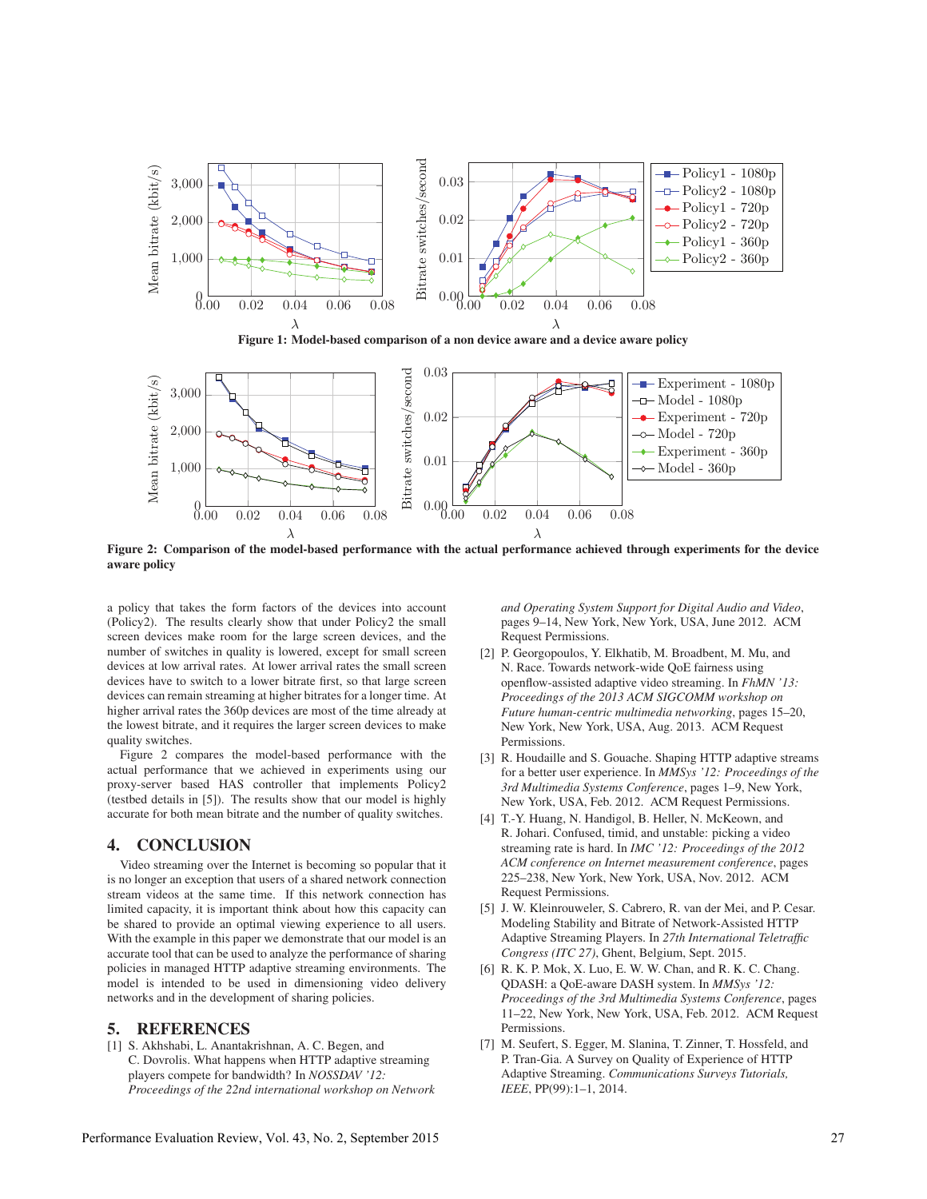Mean bitrate (kbit/s)

3,000
2,000
1,000
0

0.00 0.02 0.04 0.06 0.08

$\lambda$

Bitrate switches/second

0.03
0.02
0.01
0.00

0.00 0.02 0.04 0.06 0.08

$\lambda$

Policy1 - 1080p
Policy2 - 1080p
Policy1 - 720p
Policy2 - 720p
Policy1 - 360p
Policy2 - 360p

**Figure 1: Model-based comparison of a non device aware and a device aware policy**

Mean bitrate (kbit/s)

3,000
2,000
1,000
0

0.00 0.02 0.04 0.06 0.08

$\lambda$

Bitrate switches/second

0.03
0.02
0.01
0.00

0.00 0.02 0.04 0.06 0.08

$\lambda$

Experiment - 1080p
Model - 1080p
Experiment - 720p
Model - 720p
Experiment - 360p
Model - 360p

**Figure 2: Comparison of the model-based performance with the actual performance achieved through experiments for the device aware policy**

a policy that takes the form factors of the devices into account (Policy2). The results clearly show that under Policy2 the small screen devices make room for the large screen devices, and the number of switches in quality is lowered, except for small screen devices at low arrival rates. At lower arrival rates the small screen devices have to switch to a lower bitrate first, so that large screen devices can remain streaming at higher bitrates for a longer time. At higher arrival rates the 360p devices are most of the time already at the lowest bitrate, and it requires the larger screen devices to make quality switches.

Figure 2 compares the model-based performance with the actual performance that we achieved in experiments using our proxy-server based HAS controller that implements Policy2 (testbed details in [5]). The results show that our model is highly accurate for both mean bitrate and the number of quality switches.

## 4. CONCLUSION

Video streaming over the Internet is becoming so popular that it is no longer an exception that users of a shared network connection stream videos at the same time. If this network connection has limited capacity, it is important think about how this capacity can be shared to provide an optimal viewing experience to all users. With the example in this paper we demonstrate that our model is an accurate tool that can be used to analyze the performance of sharing policies in managed HTTP adaptive streaming environments. The model is intended to be used in dimensioning video delivery networks and in the development of sharing policies.

## 5. REFERENCES

[1] S. Akhshabi, L. Anantakrishnan, A. C. Begen, and C. Dovrolis. What happens when HTTP adaptive streaming players compete for bandwidth? In *NOSSDAV '12: Proceedings of the 22nd international workshop on Network and Operating System Support for Digital Audio and Video*, pages 9–14, New York, New York, USA, June 2012. ACM Request Permissions.

[2] P. Georgopoulos, Y. Elkhatib, M. Broadbent, M. Mu, and N. Race. Towards network-wide QoE fairness using openflow-assisted adaptive video streaming. In *FhMN '13: Proceedings of the 2013 ACM SIGCOMM workshop on Future human-centric multimedia networking*, pages 15–20, New York, New York, USA, Aug. 2013. ACM Request Permissions.

[3] R. Houdaille and S. Gouache. Shaping HTTP adaptive streams for a better user experience. In *MMSys '12: Proceedings of the 3rd Multimedia Systems Conference*, pages 1–9, New York, New York, USA, Feb. 2012. ACM Request Permissions.

[4] T.-Y. Huang, N. Handigol, B. Heller, N. McKeown, and R. Johari. Confused, timid, and unstable: picking a video streaming rate is hard. In *IMC '12: Proceedings of the 2012 ACM conference on Internet measurement conference*, pages 225–238, New York, New York, USA, Nov. 2012. ACM Request Permissions.

[5] J. W. Kleinrouweler, S. Cabrero, R. van der Mei, and P. Cesar. Modeling Stability and Bitrate of Network-Assisted HTTP Adaptive Streaming Players. In *27th International Teletraffic Congress (ITC 27)*, Ghent, Belgium, Sept. 2015.

[6] R. K. P. Mok, X. Luo, E. W. W. Chan, and R. K. C. Chang. QDASH: a QoE-aware DASH system. In *MMSys '12: Proceedings of the 3rd Multimedia Systems Conference*, pages 11–22, New York, New York, USA, Feb. 2012. ACM Request Permissions.

[7] M. Seufert, S. Egger, M. Slanina, T. Zinner, T. Hossfeld, and P. Tran-Gia. A Survey on Quality of Experience of HTTP Adaptive Streaming. *Communications Surveys Tutorials, IEEE*, PP(99):1–1, 2014.